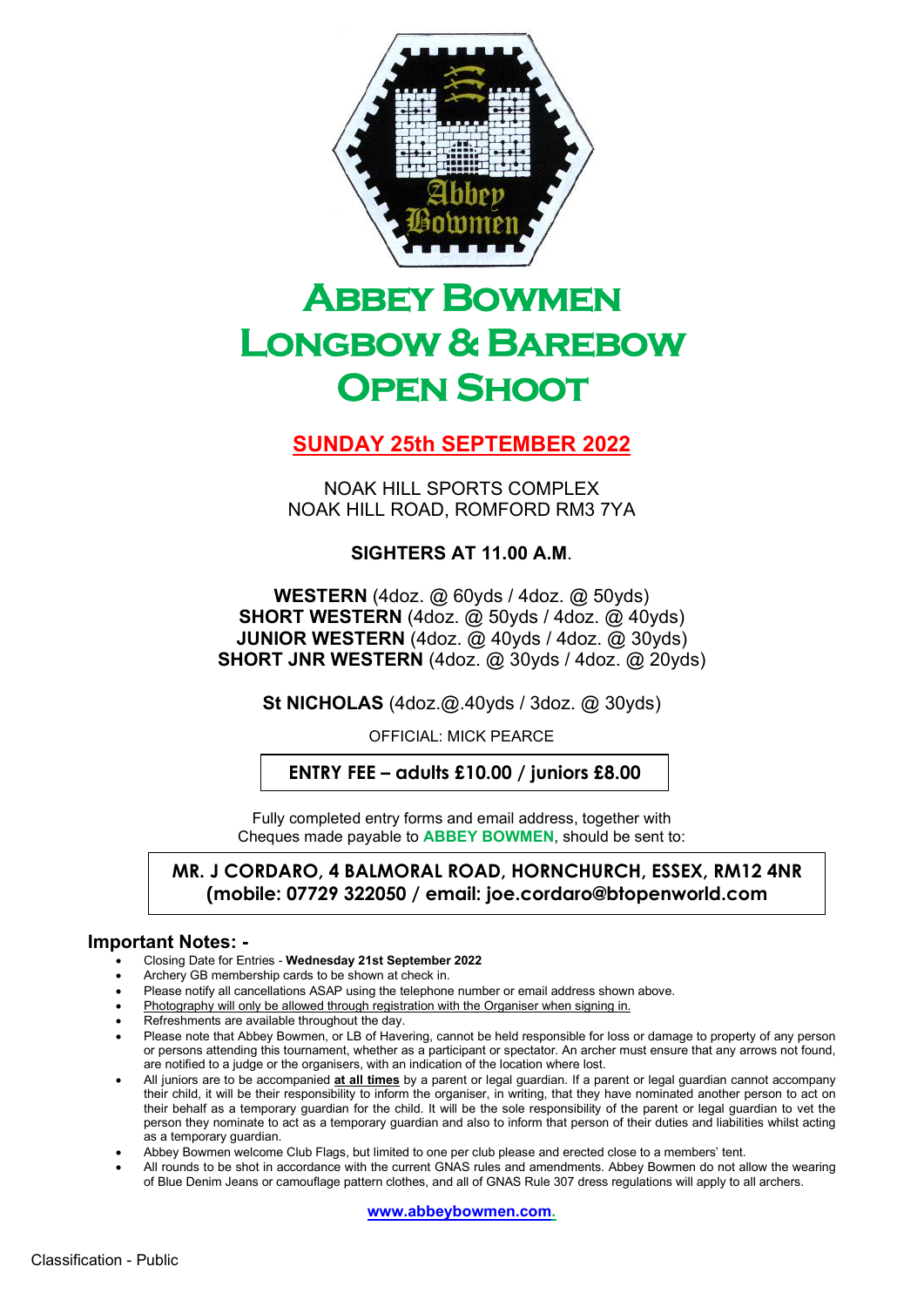# Abbey Bowmen Longbow & Barebow Open Shoot

## SUNDAY 25th SEPTEMBER 2022

NOAK HILL SPORTS COMPLEX
NOAK HILL ROAD, ROMFORD RM3 7YA

**SIGHTERS AT 11.00 A.M**.

**WESTERN** (4doz. @ 60yds / 4doz. @ 50yds)
**SHORT WESTERN** (4doz. @ 50yds / 4doz. @ 40yds)
**JUNIOR WESTERN** (4doz. @ 40yds / 4doz. @ 30yds)
**SHORT JNR WESTERN** (4doz. @ 30yds / 4doz. @ 20yds)

**St NICHOLAS** (4doz.@.40yds / 3doz. @ 30yds)

OFFICIAL: MICK PEARCE

**ENTRY FEE – adults £10.00 / juniors £8.00**

Fully completed entry forms and email address, together with Cheques made payable to **ABBEY BOWMEN**, should be sent to:

**MR. J CORDARO, 4 BALMORAL ROAD, HORNCHURCH, ESSEX, RM12 4NR (mobile: 07729 322050 / email: joe.cordaro@btopenworld.com**

### Important Notes: -

- Closing Date for Entries - **Wednesday 21st September 2022**
- Archery GB membership cards to be shown at check in.
- Please notify all cancellations ASAP using the telephone number or email address shown above.
- Photography will only be allowed through registration with the Organiser when signing in.
- Refreshments are available throughout the day.
- Please note that Abbey Bowmen, or LB of Havering, cannot be held responsible for loss or damage to property of any person or persons attending this tournament, whether as a participant or spectator. An archer must ensure that any arrows not found, are notified to a judge or the organisers, with an indication of the location where lost.
- All juniors are to be accompanied **at all times** by a parent or legal guardian. If a parent or legal guardian cannot accompany their child, it will be their responsibility to inform the organiser, in writing, that they have nominated another person to act on their behalf as a temporary guardian for the child. It will be the sole responsibility of the parent or legal guardian to vet the person they nominate to act as a temporary guardian and also to inform that person of their duties and liabilities whilst acting as a temporary guardian.
- Abbey Bowmen welcome Club Flags, but limited to one per club please and erected close to a members' tent.
- All rounds to be shot in accordance with the current GNAS rules and amendments. Abbey Bowmen do not allow the wearing of Blue Denim Jeans or camouflage pattern clothes, and all of GNAS Rule 307 dress regulations will apply to all archers.

**www.abbeybowmen.com.**

Classification - Public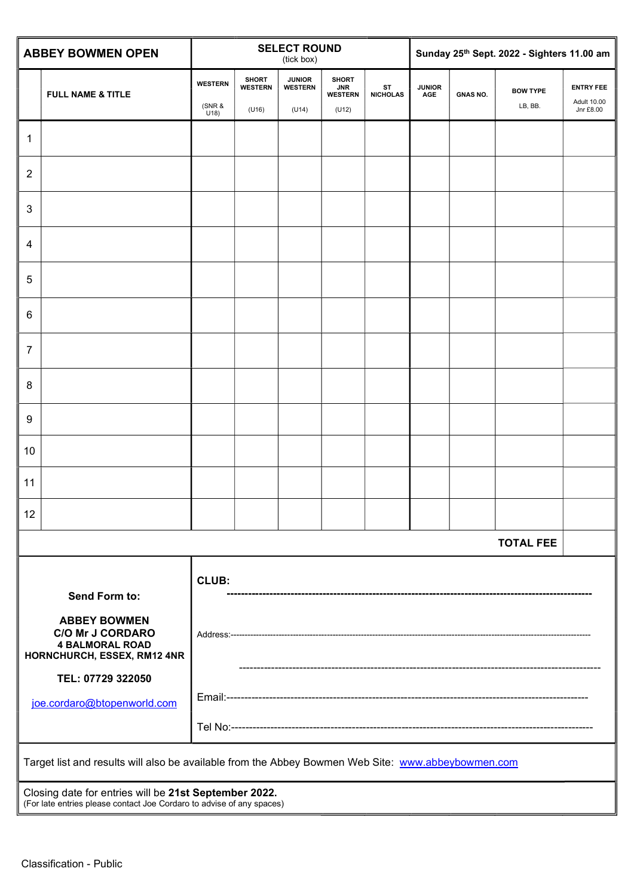| ABBEY BOWMEN OPEN | | SELECT ROUND (tick box) | | | | | Sunday 25th Sept. 2022 - Sighters 11.00 am | | | |
|---|---|---|---|---|---|---|---|---|---|---|
| | FULL NAME & TITLE | WESTERN (SNR & U18) | SHORT WESTERN (U16) | JUNIOR WESTERN (U14) | SHORT JNR WESTERN (U12) | ST NICHOLAS | JUNIOR AGE | GNAS NO. | BOW TYPE LB, BB. | ENTRY FEE Adult 10.00 Jnr £8.00 |
| 1 | | | | | | | | | | |
| 2 | | | | | | | | | | |
| 3 | | | | | | | | | | |
| 4 | | | | | | | | | | |
| 5 | | | | | | | | | | |
| 6 | | | | | | | | | | |
| 7 | | | | | | | | | | |
| 8 | | | | | | | | | | |
| 9 | | | | | | | | | | |
| 10 | | | | | | | | | | |
| 11 | | | | | | | | | | |
| 12 | | | | | | | | | | |
| | | | | | | | | | TOTAL FEE | |

**Send Form to:**

**ABBEY BOWMEN**
**C/O Mr J CORDARO**
**4 BALMORAL ROAD**
**HORNCHURCH, ESSEX, RM12 4NR**

**TEL: 07729 322050**

joe.cordaro@btopenworld.com

**CLUB:** ---------------------------------------------------------------------------------------------------

Address:------------------------------------------------------------------------------------------------------

---------------------------------------------------------------------------------------------------

Email:--------------------------------------------------------------------------------------------------

Tel No:--------------------------------------------------------------------------------------------------

Target list and results will also be available from the Abbey Bowmen Web Site: www.abbeybowmen.com

Closing date for entries will be **21st September 2022.**
(For late entries please contact Joe Cordaro to advise of any spaces)

Classification - Public